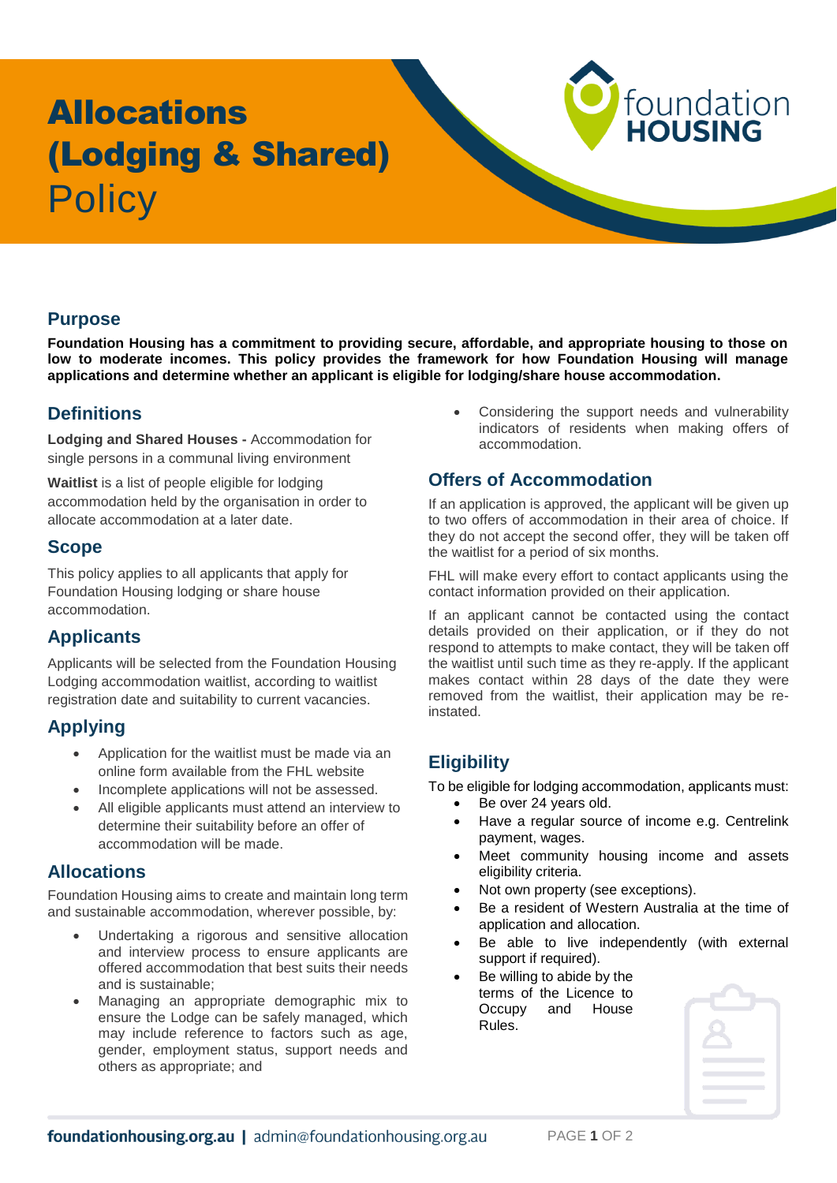# Allocations (Lodging & Shared) Policy

## Purpose

**Foundation Housing has a commitment to providing secure, affordable, and appropriate housing to those on low to moderate incomes. This policy provides the framework for how Foundation Housing will manage applications and determine whether an applicant is eligible for lodging/share house accommodation.**

## Definitions

**Lodging and Shared Houses -** Accommodation for single persons in a communal living environment

**Waitlist** is a list of people eligible for lodging accommodation held by the organisation in order to allocate accommodation at a later date.

## Scope

This policy applies to all applicants that apply for Foundation Housing lodging or share house accommodation.

## Applicants

Applicants will be selected from the Foundation Housing Lodging accommodation waitlist, according to waitlist registration date and suitability to current vacancies.

## Applying

- Application for the waitlist must be made via an online form available from the FHL website
- Incomplete applications will not be assessed.
- All eligible applicants must attend an interview to determine their suitability before an offer of accommodation will be made.

## Allocations

Foundation Housing aims to create and maintain long term and sustainable accommodation, wherever possible, by:

- Undertaking a rigorous and sensitive allocation and interview process to ensure applicants are offered accommodation that best suits their needs and is sustainable;
- Managing an appropriate demographic mix to ensure the Lodge can be safely managed, which may include reference to factors such as age, gender, employment status, support needs and others as appropriate; and
- Considering the support needs and vulnerability indicators of residents when making offers of accommodation.

## Offers of Accommodation

If an application is approved, the applicant will be given up to two offers of accommodation in their area of choice. If they do not accept the second offer, they will be taken off the waitlist for a period of six months.

FHL will make every effort to contact applicants using the contact information provided on their application.

If an applicant cannot be contacted using the contact details provided on their application, or if they do not respond to attempts to make contact, they will be taken off the waitlist until such time as they re-apply. If the applicant makes contact within 28 days of the date they were removed from the waitlist, their application may be re-instated.

## Eligibility

To be eligible for lodging accommodation, applicants must:

- Be over 24 years old.
- Have a regular source of income e.g. Centrelink payment, wages.
- Meet community housing income and assets eligibility criteria.
- Not own property (see exceptions).
- Be a resident of Western Australia at the time of application and allocation.
- Be able to live independently (with external support if required).
- Be willing to abide by the terms of the Licence to Occupy and House Rules.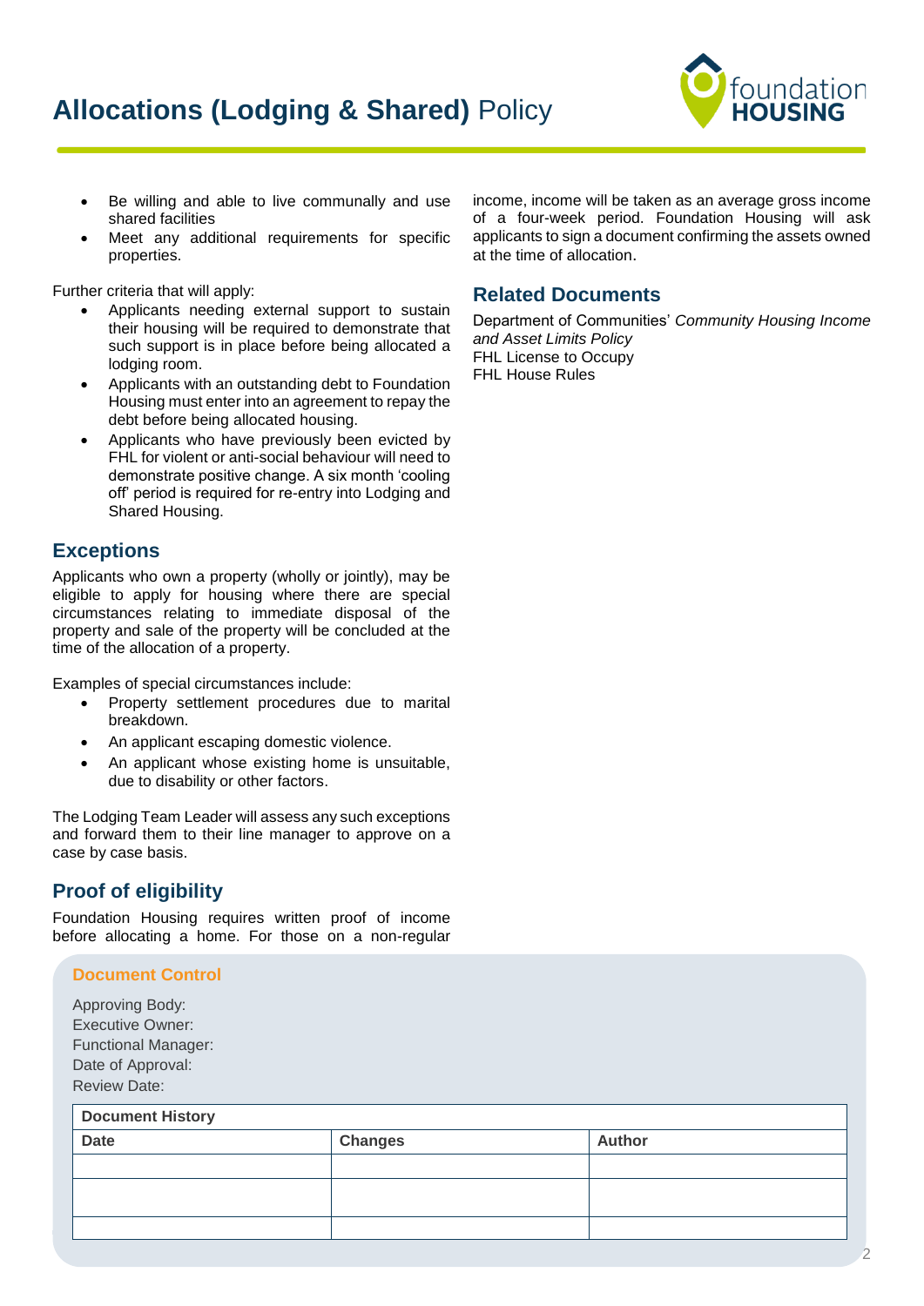- Be willing and able to live communally and use shared facilities
- Meet any additional requirements for specific properties.

Further criteria that will apply:

- Applicants needing external support to sustain their housing will be required to demonstrate that such support is in place before being allocated a lodging room.
- Applicants with an outstanding debt to Foundation Housing must enter into an agreement to repay the debt before being allocated housing.
- Applicants who have previously been evicted by FHL for violent or anti-social behaviour will need to demonstrate positive change. A six month 'cooling off' period is required for re-entry into Lodging and Shared Housing.

## Exceptions

Applicants who own a property (wholly or jointly), may be eligible to apply for housing where there are special circumstances relating to immediate disposal of the property and sale of the property will be concluded at the time of the allocation of a property.

Examples of special circumstances include:

- Property settlement procedures due to marital breakdown.
- An applicant escaping domestic violence.
- An applicant whose existing home is unsuitable, due to disability or other factors.

The Lodging Team Leader will assess any such exceptions and forward them to their line manager to approve on a case by case basis.

## Proof of eligibility

Foundation Housing requires written proof of income before allocating a home. For those on a non-regular income, income will be taken as an average gross income of a four-week period. Foundation Housing will ask applicants to sign a document confirming the assets owned at the time of allocation.

## Related Documents

Department of Communities' *Community Housing Income and Asset Limits Policy*
FHL License to Occupy
FHL House Rules

### Document Control

Approving Body:
Executive Owner:
Functional Manager:
Date of Approval:
Review Date:

**Document History**

| Date | Changes | Author |
|---|---|---|
| | | |
| | | |
| | | |